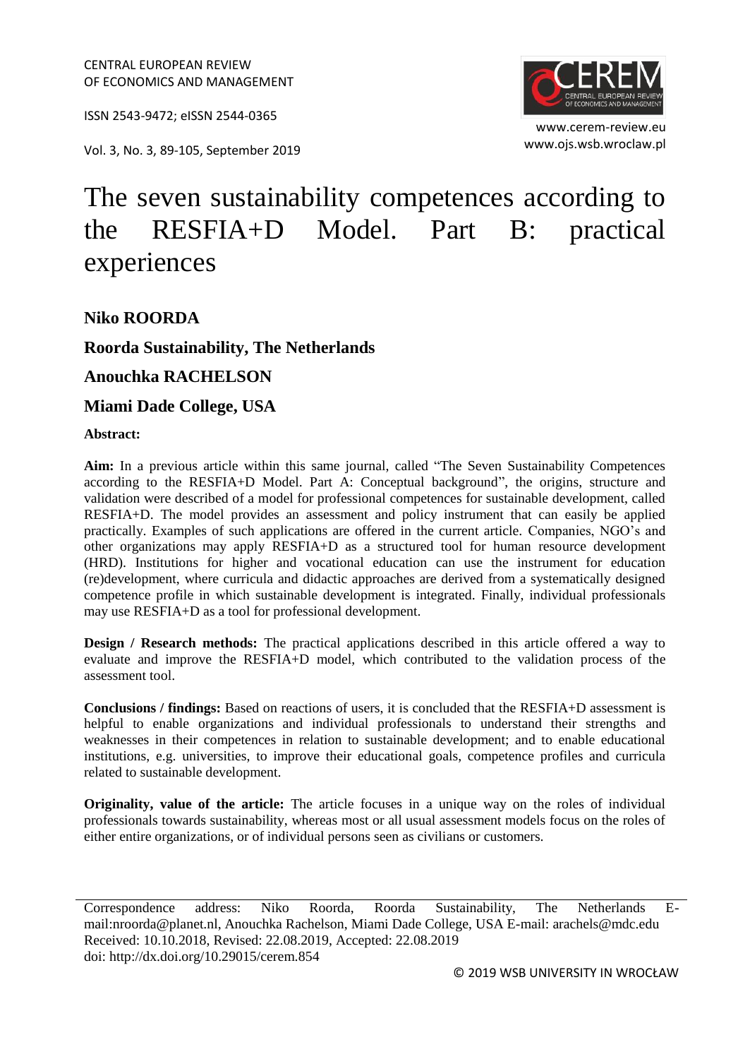CENTRAL EUROPEAN REVIEW
OF ECONOMICS AND MANAGEMENT

ISSN 2543-9472; eISSN 2544-0365

www.cerem-review.eu
www.ojs.wsb.wroclaw.pl

Vol. 3, No. 3, 89-105, September 2019

# The seven sustainability competences according to the RESFIA+D Model. Part B: practical experiences

**Niko ROORDA**

**Roorda Sustainability, The Netherlands**

**Anouchka RACHELSON**

**Miami Dade College, USA**

**Abstract:**

**Aim:** In a previous article within this same journal, called "The Seven Sustainability Competences according to the RESFIA+D Model. Part A: Conceptual background", the origins, structure and validation were described of a model for professional competences for sustainable development, called RESFIA+D. The model provides an assessment and policy instrument that can easily be applied practically. Examples of such applications are offered in the current article. Companies, NGO's and other organizations may apply RESFIA+D as a structured tool for human resource development (HRD). Institutions for higher and vocational education can use the instrument for education (re)development, where curricula and didactic approaches are derived from a systematically designed competence profile in which sustainable development is integrated. Finally, individual professionals may use RESFIA+D as a tool for professional development.

**Design / Research methods:** The practical applications described in this article offered a way to evaluate and improve the RESFIA+D model, which contributed to the validation process of the assessment tool.

**Conclusions / findings:** Based on reactions of users, it is concluded that the RESFIA+D assessment is helpful to enable organizations and individual professionals to understand their strengths and weaknesses in their competences in relation to sustainable development; and to enable educational institutions, e.g. universities, to improve their educational goals, competence profiles and curricula related to sustainable development.

**Originality, value of the article:** The article focuses in a unique way on the roles of individual professionals towards sustainability, whereas most or all usual assessment models focus on the roles of either entire organizations, or of individual persons seen as civilians or customers.

---

Correspondence address: Niko Roorda, Roorda Sustainability, The Netherlands E-mail:nroorda@planet.nl, Anouchka Rachelson, Miami Dade College, USA E-mail: arachels@mdc.edu
Received: 10.10.2018, Revised: 22.08.2019, Accepted: 22.08.2019
doi: http://dx.doi.org/10.29015/cerem.854

© 2019 WSB UNIVERSITY IN WROCŁAW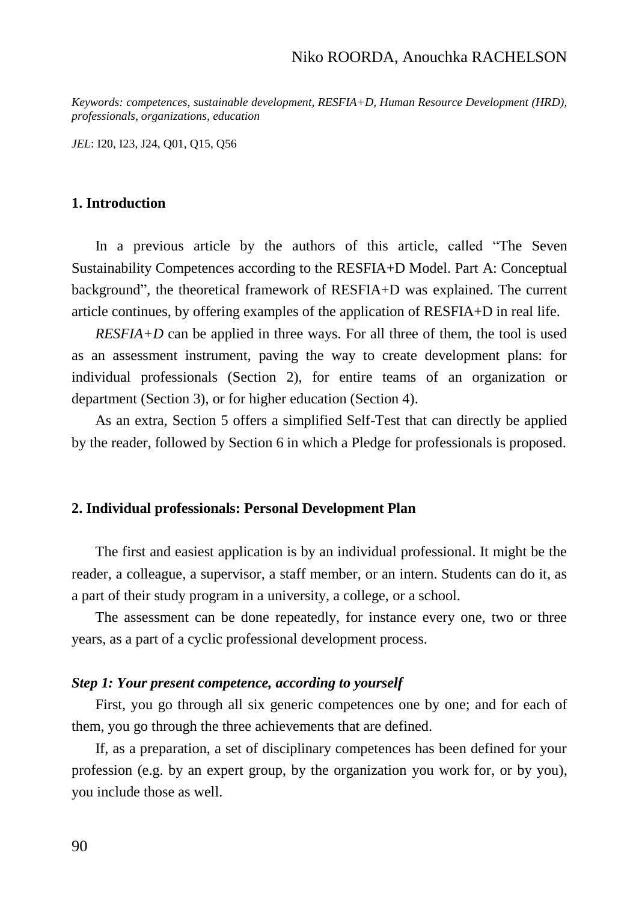*Keywords: competences, sustainable development, RESFIA+D, Human Resource Development (HRD), professionals, organizations, education*

*JEL*: I20, I23, J24, Q01, Q15, Q56

## 1. Introduction

In a previous article by the authors of this article, called "The Seven Sustainability Competences according to the RESFIA+D Model. Part A: Conceptual background", the theoretical framework of RESFIA+D was explained. The current article continues, by offering examples of the application of RESFIA+D in real life.

*RESFIA+D* can be applied in three ways. For all three of them, the tool is used as an assessment instrument, paving the way to create development plans: for individual professionals (Section 2), for entire teams of an organization or department (Section 3), or for higher education (Section 4).

As an extra, Section 5 offers a simplified Self-Test that can directly be applied by the reader, followed by Section 6 in which a Pledge for professionals is proposed.

## 2. Individual professionals: Personal Development Plan

The first and easiest application is by an individual professional. It might be the reader, a colleague, a supervisor, a staff member, or an intern. Students can do it, as a part of their study program in a university, a college, or a school.

The assessment can be done repeatedly, for instance every one, two or three years, as a part of a cyclic professional development process.

### *Step 1: Your present competence, according to yourself*

First, you go through all six generic competences one by one; and for each of them, you go through the three achievements that are defined.

If, as a preparation, a set of disciplinary competences has been defined for your profession (e.g. by an expert group, by the organization you work for, or by you), you include those as well.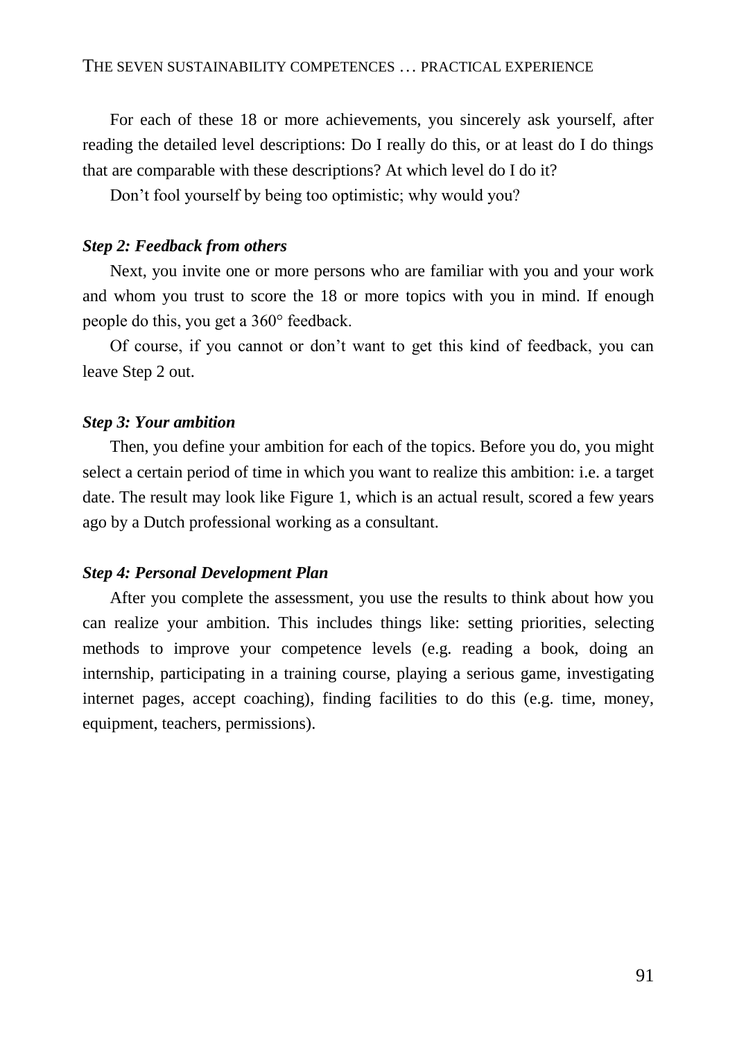For each of these 18 or more achievements, you sincerely ask yourself, after reading the detailed level descriptions: Do I really do this, or at least do I do things that are comparable with these descriptions? At which level do I do it?

Don't fool yourself by being too optimistic; why would you?

***Step 2: Feedback from others***

Next, you invite one or more persons who are familiar with you and your work and whom you trust to score the 18 or more topics with you in mind. If enough people do this, you get a 360° feedback.

Of course, if you cannot or don't want to get this kind of feedback, you can leave Step 2 out.

***Step 3: Your ambition***

Then, you define your ambition for each of the topics. Before you do, you might select a certain period of time in which you want to realize this ambition: i.e. a target date. The result may look like Figure 1, which is an actual result, scored a few years ago by a Dutch professional working as a consultant.

***Step 4: Personal Development Plan***

After you complete the assessment, you use the results to think about how you can realize your ambition. This includes things like: setting priorities, selecting methods to improve your competence levels (e.g. reading a book, doing an internship, participating in a training course, playing a serious game, investigating internet pages, accept coaching), finding facilities to do this (e.g. time, money, equipment, teachers, permissions).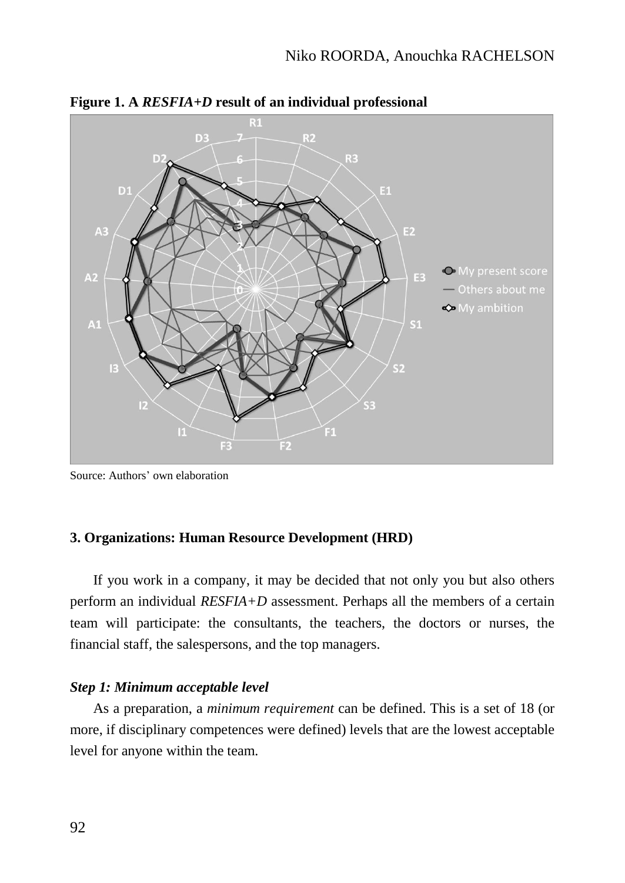**Figure 1. A *RESFIA+D* result of an individual professional**

Source: Authors' own elaboration

### 3. Organizations: Human Resource Development (HRD)

If you work in a company, it may be decided that not only you but also others perform an individual *RESFIA+D* assessment. Perhaps all the members of a certain team will participate: the consultants, the teachers, the doctors or nurses, the financial staff, the salespersons, and the top managers.

#### *Step 1: Minimum acceptable level*

As a preparation, a *minimum requirement* can be defined. This is a set of 18 (or more, if disciplinary competences were defined) levels that are the lowest acceptable level for anyone within the team.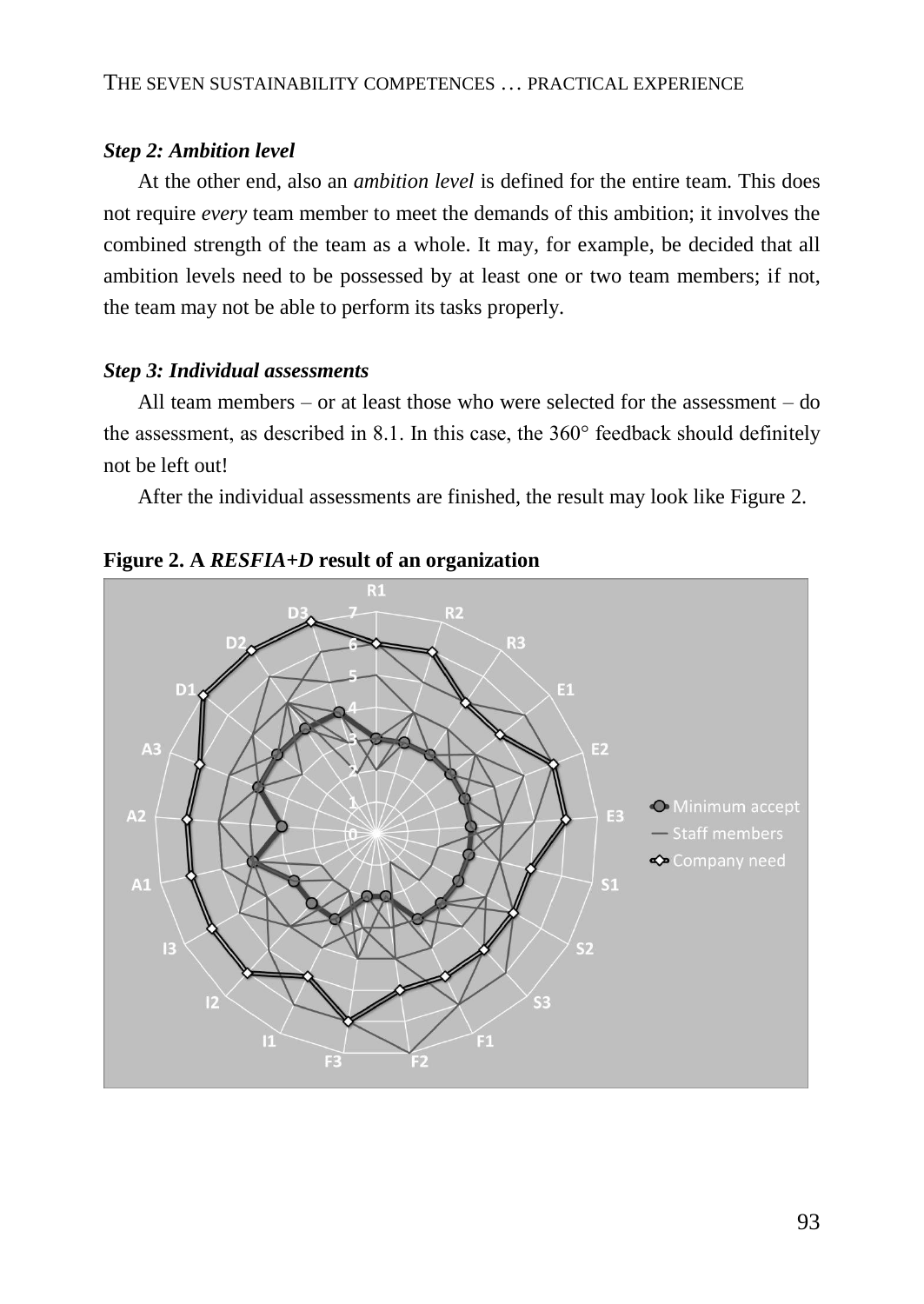### *Step 2: Ambition level*

At the other end, also an *ambition level* is defined for the entire team. This does not require *every* team member to meet the demands of this ambition; it involves the combined strength of the team as a whole. It may, for example, be decided that all ambition levels need to be possessed by at least one or two team members; if not, the team may not be able to perform its tasks properly.

### *Step 3: Individual assessments*

All team members – or at least those who were selected for the assessment – do the assessment, as described in 8.1. In this case, the 360° feedback should definitely not be left out!

After the individual assessments are finished, the result may look like Figure 2.

**Figure 2. A *RESFIA+D* result of an organization**

R1
R2
R3
E1
E2
E3
S1
S2
S3
F1
F2
F3
I1
I2
I3
A1
A2
A3
D1
D2
D3

0
1
2
3
4
5
6
7

Minimum accept
Staff members
Company need